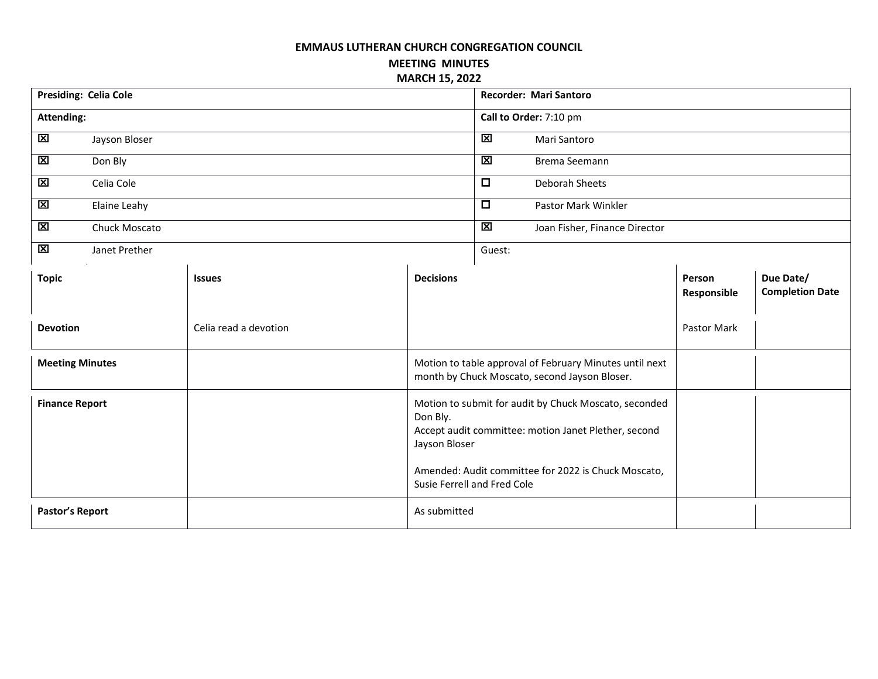**EMMAUS LUTHERAN CHURCH CONGREGATION COUNCIL**

**MEETING MINUTES**

**MARCH 15, 2022**

| **Presiding: Celia Cole** | | **Recorder: Mari Santoro** | |
|---|---|---|---|
| **Attending:** | | **Call to Order:** 7:10 pm | |
| ☒ | Jayson Bloser | ☒ | Mari Santoro |
| ☒ | Don Bly | ☒ | Brema Seemann |
| ☒ | Celia Cole | ☐ | Deborah Sheets |
| ☒ | Elaine Leahy | ☐ | Pastor Mark Winkler |
| ☒ | Chuck Moscato | ☒ | Joan Fisher, Finance Director |
| ☒ | Janet Prether | Guest: | |

| **Topic** | **Issues** | **Decisions** | **Person Responsible** | **Due Date/ Completion Date** |
|---|---|---|---|---|
| **Devotion** | Celia read a devotion | | Pastor Mark | |
| **Meeting Minutes** | | Motion to table approval of February Minutes until next month by Chuck Moscato, second Jayson Bloser. | | |
| **Finance Report** | | Motion to submit for audit by Chuck Moscato, seconded Don Bly.<br>Accept audit committee: motion Janet Plether, second Jayson Bloser<br><br>Amended: Audit committee for 2022 is Chuck Moscato, Susie Ferrell and Fred Cole | | |
| **Pastor's Report** | | As submitted | | |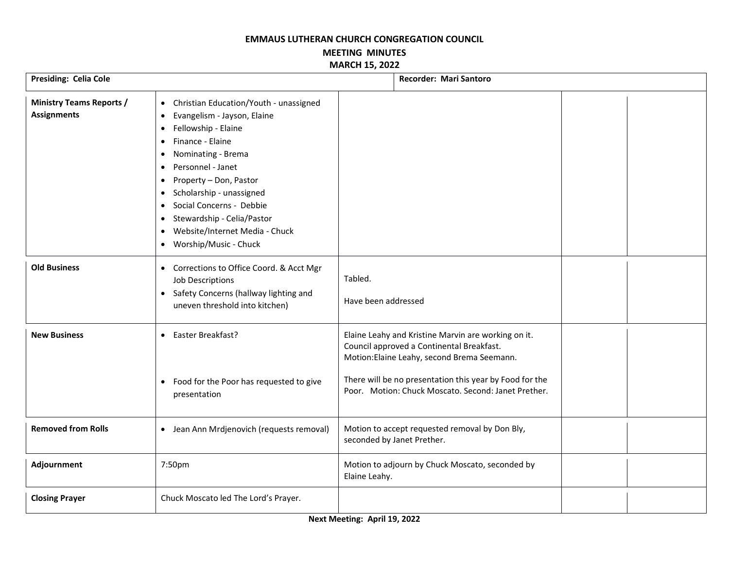**EMMAUS LUTHERAN CHURCH CONGREGATION COUNCIL**

**MEETING MINUTES**

**MARCH 15, 2022**

| **Presiding: Celia Cole** | | **Recorder: Mari Santoro** | | |
|---|---|---|---|---|
| **Ministry Teams Reports / Assignments** | • Christian Education/Youth - unassigned<br>• Evangelism - Jayson, Elaine<br>• Fellowship - Elaine<br>• Finance - Elaine<br>• Nominating - Brema<br>• Personnel - Janet<br>• Property – Don, Pastor<br>• Scholarship - unassigned<br>• Social Concerns - Debbie<br>• Stewardship - Celia/Pastor<br>• Website/Internet Media - Chuck<br>• Worship/Music - Chuck | | | |
| **Old Business** | • Corrections to Office Coord. & Acct Mgr Job Descriptions<br>• Safety Concerns (hallway lighting and uneven threshold into kitchen) | Tabled.<br><br>Have been addressed | | |
| **New Business** | • Easter Breakfast?<br><br>• Food for the Poor has requested to give presentation | Elaine Leahy and Kristine Marvin are working on it. Council approved a Continental Breakfast. Motion:Elaine Leahy, second Brema Seemann.<br><br>There will be no presentation this year by Food for the Poor. Motion: Chuck Moscato. Second: Janet Prether. | | |
| **Removed from Rolls** | • Jean Ann Mrdjenovich (requests removal) | Motion to accept requested removal by Don Bly, seconded by Janet Prether. | | |
| **Adjournment** | 7:50pm | Motion to adjourn by Chuck Moscato, seconded by Elaine Leahy. | | |
| **Closing Prayer** | Chuck Moscato led The Lord's Prayer. | | | |

**Next Meeting: April 19, 2022**